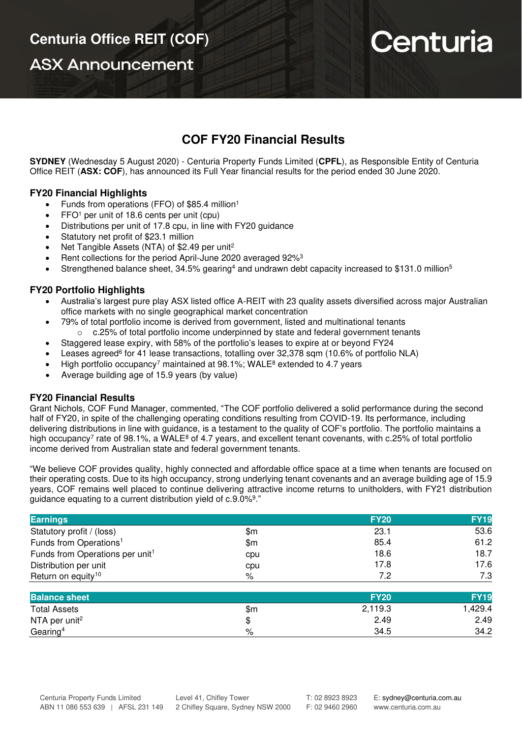# Centuria Office REIT (COF)

## ASX Announcement

Centuria

## COF FY20 Financial Results

**SYDNEY** (Wednesday 5 August 2020) - Centuria Property Funds Limited (**CPFL**), as Responsible Entity of Centuria Office REIT (**ASX: COF**), has announced its Full Year financial results for the period ended 30 June 2020.

### FY20 Financial Highlights

- Funds from operations (FFO) of $85.4 million[1]
- FFO[1] per unit of 18.6 cents per unit (cpu)
- Distributions per unit of 17.8 cpu, in line with FY20 guidance
- Statutory net profit of $23.1 million
- Net Tangible Assets (NTA) of $2.49 per unit[2]
- Rent collections for the period April-June 2020 averaged 92%[3]
- Strengthened balance sheet, 34.5% gearing[4] and undrawn debt capacity increased to $131.0 million[5]

### FY20 Portfolio Highlights

- Australia's largest pure play ASX listed office A-REIT with 23 quality assets diversified across major Australian office markets with no single geographical market concentration
- 79% of total portfolio income is derived from government, listed and multinational tenants
  - c.25% of total portfolio income underpinned by state and federal government tenants
- Staggered lease expiry, with 58% of the portfolio's leases to expire at or beyond FY24
- Leases agreed[6] for 41 lease transactions, totalling over 32,378 sqm (10.6% of portfolio NLA)
- High portfolio occupancy[7] maintained at 98.1%; WALE[8] extended to 4.7 years
- Average building age of 15.9 years (by value)

### FY20 Financial Results

Grant Nichols, COF Fund Manager, commented, "The COF portfolio delivered a solid performance during the second half of FY20, in spite of the challenging operating conditions resulting from COVID-19. Its performance, including delivering distributions in line with guidance, is a testament to the quality of COF's portfolio. The portfolio maintains a high occupancy[7] rate of 98.1%, a WALE[8] of 4.7 years, and excellent tenant covenants, with c.25% of total portfolio income derived from Australian state and federal government tenants.

"We believe COF provides quality, highly connected and affordable office space at a time when tenants are focused on their operating costs. Due to its high occupancy, strong underlying tenant covenants and an average building age of 15.9 years, COF remains well placed to continue delivering attractive income returns to unitholders, with FY21 distribution guidance equating to a current distribution yield of c.9.0%[9]."

| Earnings | | FY20 | FY19 |
|---|---|---|---|
| Statutory profit / (loss) | $m | 23.1 | 53.6 |
| Funds from Operations[1] | $m | 85.4 | 61.2 |
| Funds from Operations per unit[1] | cpu | 18.6 | 18.7 |
| Distribution per unit | cpu | 17.8 | 17.6 |
| Return on equity[10] | % | 7.2 | 7.3 |

| Balance sheet | | FY20 | FY19 |
|---|---|---|---|
| Total Assets | $m | 2,119.3 | 1,429.4 |
| NTA per unit[2] | $ | 2.49 | 2.49 |
| Gearing[4] | % | 34.5 | 34.2 |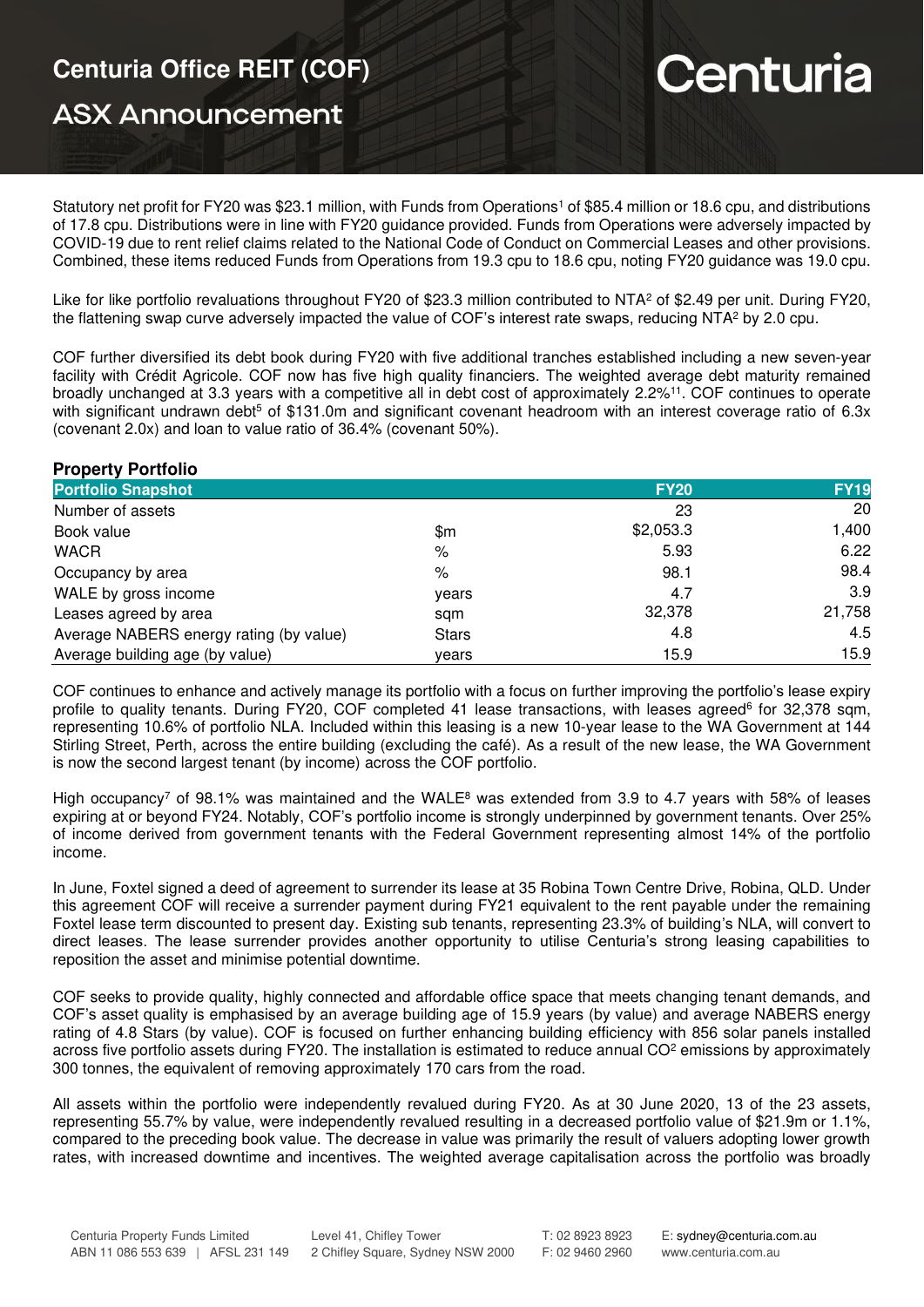Statutory net profit for FY20 was $23.1 million, with Funds from Operations[1] of $85.4 million or 18.6 cpu, and distributions of 17.8 cpu. Distributions were in line with FY20 guidance provided. Funds from Operations were adversely impacted by COVID-19 due to rent relief claims related to the National Code of Conduct on Commercial Leases and other provisions. Combined, these items reduced Funds from Operations from 19.3 cpu to 18.6 cpu, noting FY20 guidance was 19.0 cpu.

Like for like portfolio revaluations throughout FY20 of $23.3 million contributed to NTA[2] of $2.49 per unit. During FY20, the flattening swap curve adversely impacted the value of COF's interest rate swaps, reducing NTA[2] by 2.0 cpu.

COF further diversified its debt book during FY20 with five additional tranches established including a new seven-year facility with Crédit Agricole. COF now has five high quality financiers. The weighted average debt maturity remained broadly unchanged at 3.3 years with a competitive all in debt cost of approximately 2.2%[11]. COF continues to operate with significant undrawn debt[5] of $131.0m and significant covenant headroom with an interest coverage ratio of 6.3x (covenant 2.0x) and loan to value ratio of 36.4% (covenant 50%).

## Property Portfolio

| Portfolio Snapshot | | FY20 | FY19 |
|---|---|---|---|
| Number of assets | | 23 | 20 |
| Book value | $m | $2,053.3 | 1,400 |
| WACR | % | 5.93 | 6.22 |
| Occupancy by area | % | 98.1 | 98.4 |
| WALE by gross income | years | 4.7 | 3.9 |
| Leases agreed by area | sqm | 32,378 | 21,758 |
| Average NABERS energy rating (by value) | Stars | 4.8 | 4.5 |
| Average building age (by value) | years | 15.9 | 15.9 |

COF continues to enhance and actively manage its portfolio with a focus on further improving the portfolio's lease expiry profile to quality tenants. During FY20, COF completed 41 lease transactions, with leases agreed[6] for 32,378 sqm, representing 10.6% of portfolio NLA. Included within this leasing is a new 10-year lease to the WA Government at 144 Stirling Street, Perth, across the entire building (excluding the café). As a result of the new lease, the WA Government is now the second largest tenant (by income) across the COF portfolio.

High occupancy[7] of 98.1% was maintained and the WALE[8] was extended from 3.9 to 4.7 years with 58% of leases expiring at or beyond FY24. Notably, COF's portfolio income is strongly underpinned by government tenants. Over 25% of income derived from government tenants with the Federal Government representing almost 14% of the portfolio income.

In June, Foxtel signed a deed of agreement to surrender its lease at 35 Robina Town Centre Drive, Robina, QLD. Under this agreement COF will receive a surrender payment during FY21 equivalent to the rent payable under the remaining Foxtel lease term discounted to present day. Existing sub tenants, representing 23.3% of building's NLA, will convert to direct leases. The lease surrender provides another opportunity to utilise Centuria's strong leasing capabilities to reposition the asset and minimise potential downtime.

COF seeks to provide quality, highly connected and affordable office space that meets changing tenant demands, and COF's asset quality is emphasised by an average building age of 15.9 years (by value) and average NABERS energy rating of 4.8 Stars (by value). COF is focused on further enhancing building efficiency with 856 solar panels installed across five portfolio assets during FY20. The installation is estimated to reduce annual $CO^2$ emissions by approximately 300 tonnes, the equivalent of removing approximately 170 cars from the road.

All assets within the portfolio were independently revalued during FY20. As at 30 June 2020, 13 of the 23 assets, representing 55.7% by value, were independently revalued resulting in a decreased portfolio value of $21.9m or 1.1%, compared to the preceding book value. The decrease in value was primarily the result of valuers adopting lower growth rates, with increased downtime and incentives. The weighted average capitalisation across the portfolio was broadly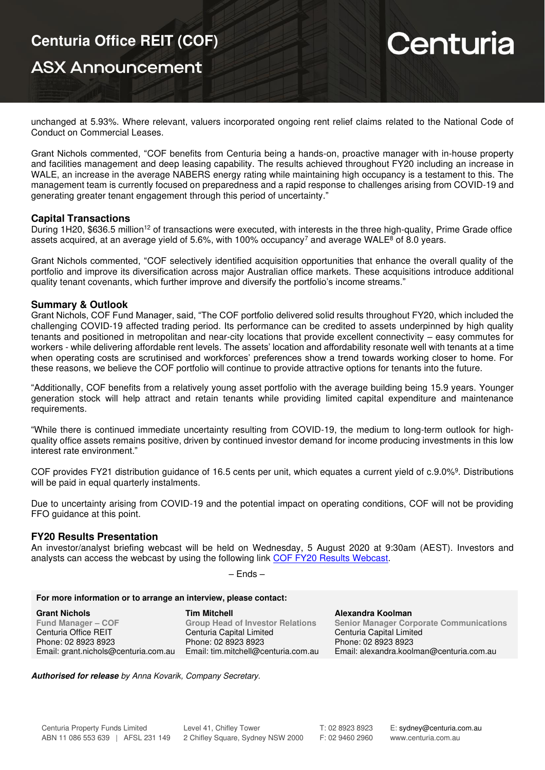unchanged at 5.93%. Where relevant, valuers incorporated ongoing rent relief claims related to the National Code of Conduct on Commercial Leases.

Grant Nichols commented, "COF benefits from Centuria being a hands-on, proactive manager with in-house property and facilities management and deep leasing capability. The results achieved throughout FY20 including an increase in WALE, an increase in the average NABERS energy rating while maintaining high occupancy is a testament to this. The management team is currently focused on preparedness and a rapid response to challenges arising from COVID-19 and generating greater tenant engagement through this period of uncertainty."

## Capital Transactions

During 1H20, $636.5 million[12] of transactions were executed, with interests in the three high-quality, Prime Grade office assets acquired, at an average yield of 5.6%, with 100% occupancy[7] and average WALE[8] of 8.0 years.

Grant Nichols commented, "COF selectively identified acquisition opportunities that enhance the overall quality of the portfolio and improve its diversification across major Australian office markets. These acquisitions introduce additional quality tenant covenants, which further improve and diversify the portfolio's income streams."

## Summary & Outlook

Grant Nichols, COF Fund Manager, said, "The COF portfolio delivered solid results throughout FY20, which included the challenging COVID-19 affected trading period. Its performance can be credited to assets underpinned by high quality tenants and positioned in metropolitan and near-city locations that provide excellent connectivity – easy commutes for workers - while delivering affordable rent levels. The assets' location and affordability resonate well with tenants at a time when operating costs are scrutinised and workforces' preferences show a trend towards working closer to home. For these reasons, we believe the COF portfolio will continue to provide attractive options for tenants into the future.

"Additionally, COF benefits from a relatively young asset portfolio with the average building being 15.9 years. Younger generation stock will help attract and retain tenants while providing limited capital expenditure and maintenance requirements.

"While there is continued immediate uncertainty resulting from COVID-19, the medium to long-term outlook for high-quality office assets remains positive, driven by continued investor demand for income producing investments in this low interest rate environment."

COF provides FY21 distribution guidance of 16.5 cents per unit, which equates a current yield of c.9.0%[9]. Distributions will be paid in equal quarterly instalments.

Due to uncertainty arising from COVID-19 and the potential impact on operating conditions, COF will not be providing FFO guidance at this point.

## FY20 Results Presentation

An investor/analyst briefing webcast will be held on Wednesday, 5 August 2020 at 9:30am (AEST). Investors and analysts can access the webcast by using the following link COF FY20 Results Webcast.

– Ends –

**For more information or to arrange an interview, please contact:**

| Grant Nichols | Tim Mitchell | Alexandra Koolman |
|---|---|---|
| Fund Manager – COF | Group Head of Investor Relations | Senior Manager Corporate Communications |
| Centuria Office REIT | Centuria Capital Limited | Centuria Capital Limited |
| Phone: 02 8923 8923 | Phone: 02 8923 8923 | Phone: 02 8923 8923 |
| Email: grant.nichols@centuria.com.au | Email: tim.mitchell@centuria.com.au | Email: alexandra.koolman@centuria.com.au |

***Authorised for release** by Anna Kovarik, Company Secretary.*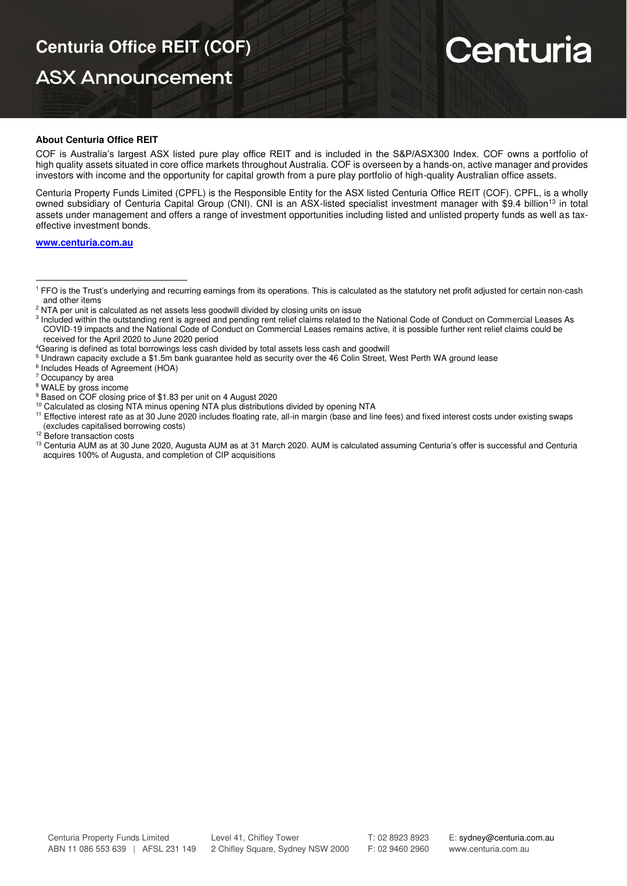### About Centuria Office REIT

COF is Australia's largest ASX listed pure play office REIT and is included in the S&P/ASX300 Index. COF owns a portfolio of high quality assets situated in core office markets throughout Australia. COF is overseen by a hands-on, active manager and provides investors with income and the opportunity for capital growth from a pure play portfolio of high-quality Australian office assets.

Centuria Property Funds Limited (CPFL) is the Responsible Entity for the ASX listed Centuria Office REIT (COF). CPFL, is a wholly owned subsidiary of Centuria Capital Group (CNI). CNI is an ASX-listed specialist investment manager with $9.4 billion[13] in total assets under management and offers a range of investment opportunities including listed and unlisted property funds as well as tax-effective investment bonds.

**www.centuria.com.au**

---

[1] FFO is the Trust's underlying and recurring earnings from its operations. This is calculated as the statutory net profit adjusted for certain non-cash and other items

[2] NTA per unit is calculated as net assets less goodwill divided by closing units on issue

[3] Included within the outstanding rent is agreed and pending rent relief claims related to the National Code of Conduct on Commercial Leases As COVID-19 impacts and the National Code of Conduct on Commercial Leases remains active, it is possible further rent relief claims could be received for the April 2020 to June 2020 period

[4] Gearing is defined as total borrowings less cash divided by total assets less cash and goodwill

[5] Undrawn capacity exclude a $1.5m bank guarantee held as security over the 46 Colin Street, West Perth WA ground lease

[6] Includes Heads of Agreement (HOA)

[7] Occupancy by area

[8] WALE by gross income

[9] Based on COF closing price of $1.83 per unit on 4 August 2020

[10] Calculated as closing NTA minus opening NTA plus distributions divided by opening NTA

[11] Effective interest rate as at 30 June 2020 includes floating rate, all-in margin (base and line fees) and fixed interest costs under existing swaps (excludes capitalised borrowing costs)

[12] Before transaction costs

[13] Centuria AUM as at 30 June 2020, Augusta AUM as at 31 March 2020. AUM is calculated assuming Centuria's offer is successful and Centuria acquires 100% of Augusta, and completion of CIP acquisitions